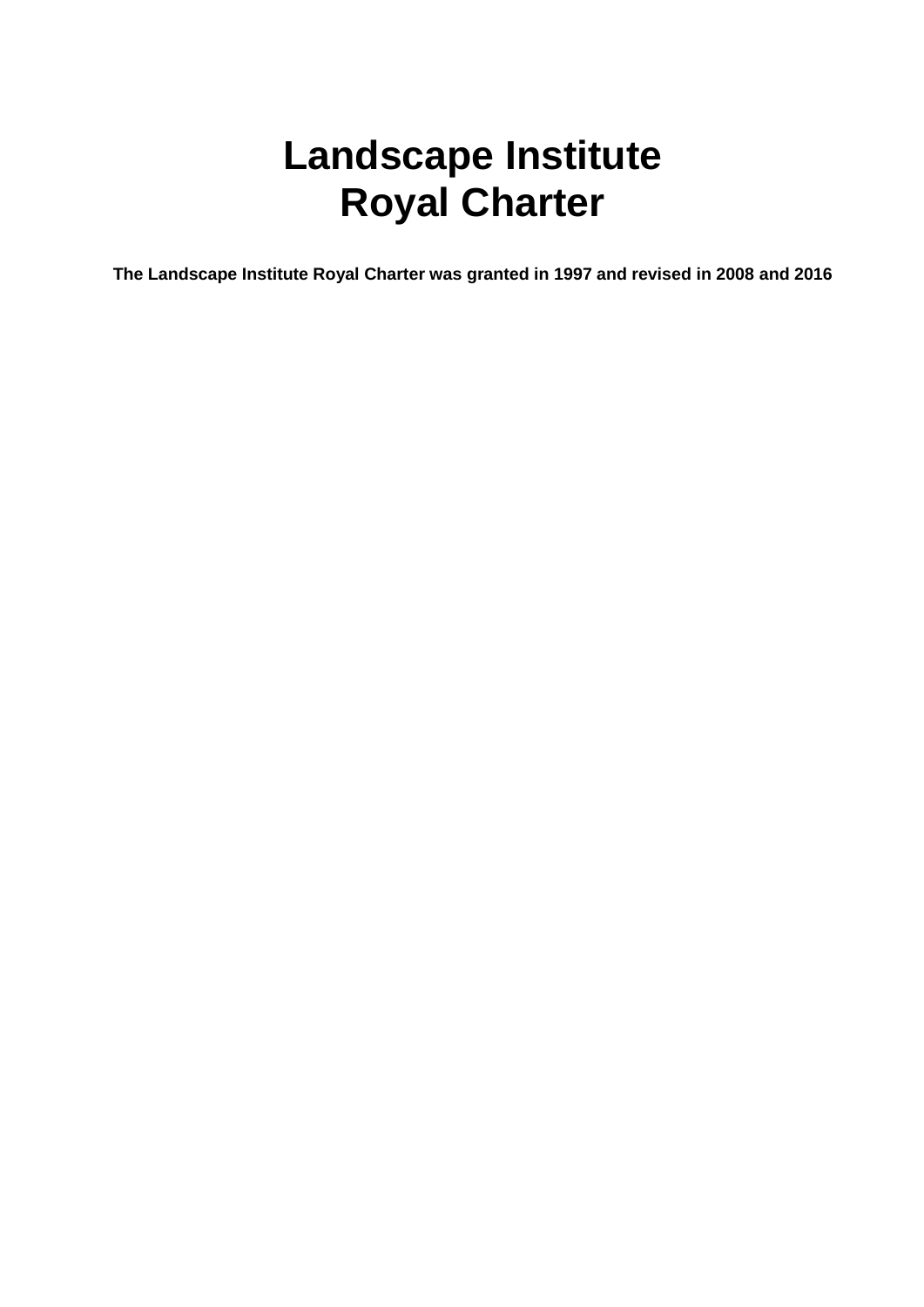# Landscape Institute Royal Charter

**The Landscape Institute Royal Charter was granted in 1997 and revised in 2008 and 2016**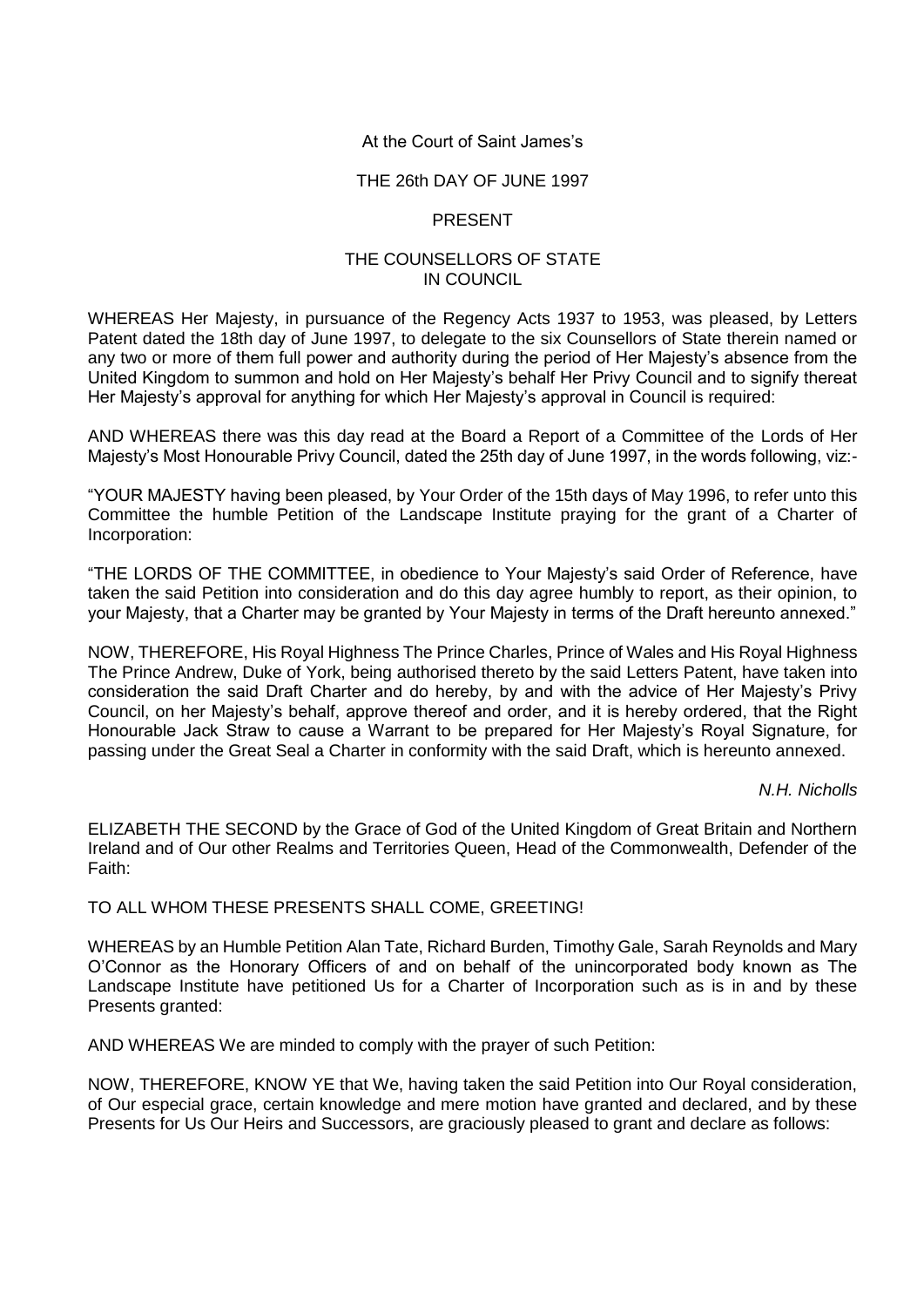At the Court of Saint James's

THE 26th DAY OF JUNE 1997

PRESENT

THE COUNSELLORS OF STATE
IN COUNCIL

WHEREAS Her Majesty, in pursuance of the Regency Acts 1937 to 1953, was pleased, by Letters Patent dated the 18th day of June 1997, to delegate to the six Counsellors of State therein named or any two or more of them full power and authority during the period of Her Majesty's absence from the United Kingdom to summon and hold on Her Majesty's behalf Her Privy Council and to signify thereat Her Majesty's approval for anything for which Her Majesty's approval in Council is required:

AND WHEREAS there was this day read at the Board a Report of a Committee of the Lords of Her Majesty's Most Honourable Privy Council, dated the 25th day of June 1997, in the words following, viz:-

"YOUR MAJESTY having been pleased, by Your Order of the 15th days of May 1996, to refer unto this Committee the humble Petition of the Landscape Institute praying for the grant of a Charter of Incorporation:

"THE LORDS OF THE COMMITTEE, in obedience to Your Majesty's said Order of Reference, have taken the said Petition into consideration and do this day agree humbly to report, as their opinion, to your Majesty, that a Charter may be granted by Your Majesty in terms of the Draft hereunto annexed."

NOW, THEREFORE, His Royal Highness The Prince Charles, Prince of Wales and His Royal Highness The Prince Andrew, Duke of York, being authorised thereto by the said Letters Patent, have taken into consideration the said Draft Charter and do hereby, by and with the advice of Her Majesty's Privy Council, on her Majesty's behalf, approve thereof and order, and it is hereby ordered, that the Right Honourable Jack Straw to cause a Warrant to be prepared for Her Majesty's Royal Signature, for passing under the Great Seal a Charter in conformity with the said Draft, which is hereunto annexed.

*N.H. Nicholls*

ELIZABETH THE SECOND by the Grace of God of the United Kingdom of Great Britain and Northern Ireland and of Our other Realms and Territories Queen, Head of the Commonwealth, Defender of the Faith:

TO ALL WHOM THESE PRESENTS SHALL COME, GREETING!

WHEREAS by an Humble Petition Alan Tate, Richard Burden, Timothy Gale, Sarah Reynolds and Mary O'Connor as the Honorary Officers of and on behalf of the unincorporated body known as The Landscape Institute have petitioned Us for a Charter of Incorporation such as is in and by these Presents granted:

AND WHEREAS We are minded to comply with the prayer of such Petition:

NOW, THEREFORE, KNOW YE that We, having taken the said Petition into Our Royal consideration, of Our especial grace, certain knowledge and mere motion have granted and declared, and by these Presents for Us Our Heirs and Successors, are graciously pleased to grant and declare as follows: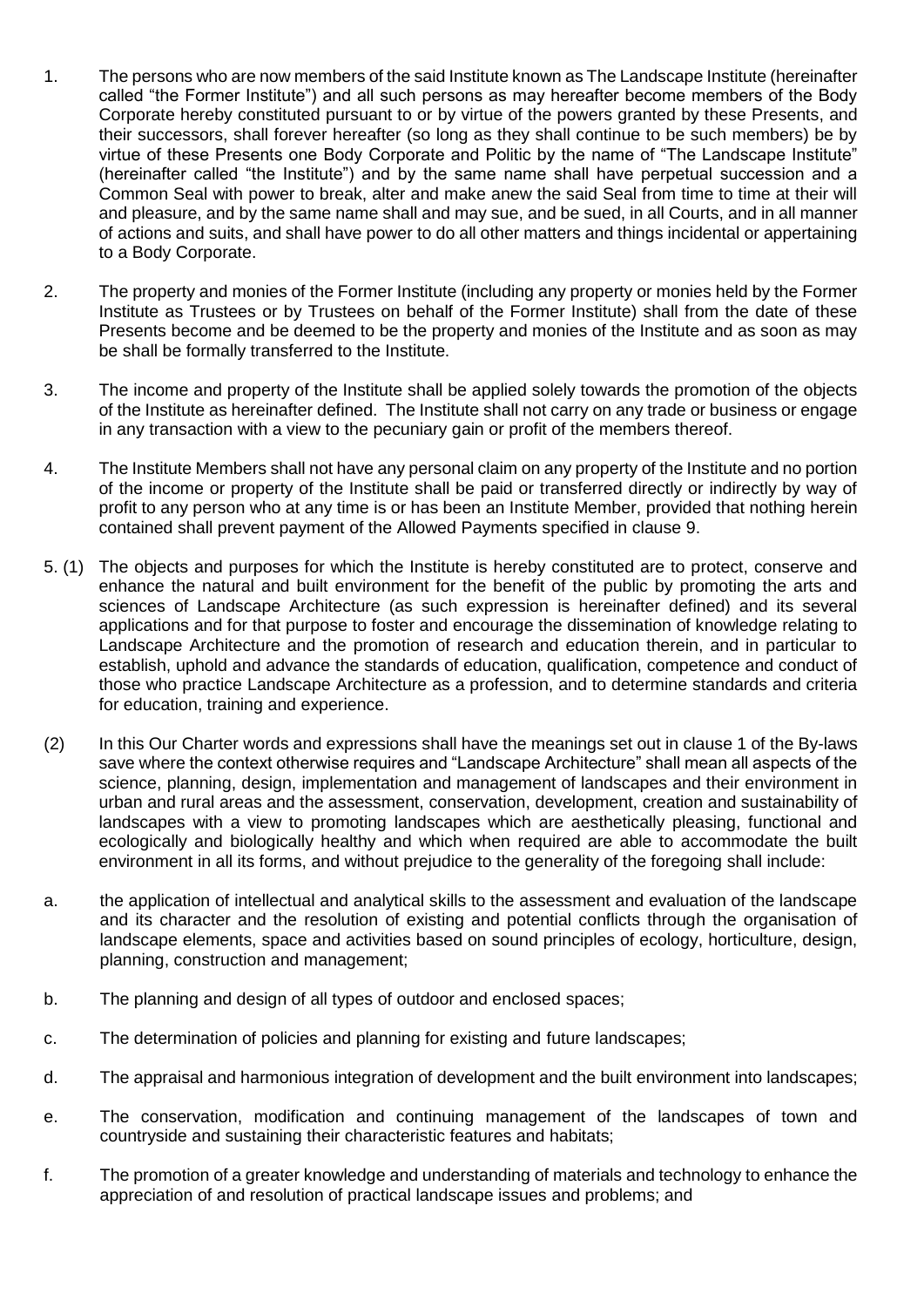1. The persons who are now members of the said Institute known as The Landscape Institute (hereinafter called "the Former Institute") and all such persons as may hereafter become members of the Body Corporate hereby constituted pursuant to or by virtue of the powers granted by these Presents, and their successors, shall forever hereafter (so long as they shall continue to be such members) be by virtue of these Presents one Body Corporate and Politic by the name of "The Landscape Institute" (hereinafter called "the Institute") and by the same name shall have perpetual succession and a Common Seal with power to break, alter and make anew the said Seal from time to time at their will and pleasure, and by the same name shall and may sue, and be sued, in all Courts, and in all manner of actions and suits, and shall have power to do all other matters and things incidental or appertaining to a Body Corporate.

2. The property and monies of the Former Institute (including any property or monies held by the Former Institute as Trustees or by Trustees on behalf of the Former Institute) shall from the date of these Presents become and be deemed to be the property and monies of the Institute and as soon as may be shall be formally transferred to the Institute.

3. The income and property of the Institute shall be applied solely towards the promotion of the objects of the Institute as hereinafter defined. The Institute shall not carry on any trade or business or engage in any transaction with a view to the pecuniary gain or profit of the members thereof.

4. The Institute Members shall not have any personal claim on any property of the Institute and no portion of the income or property of the Institute shall be paid or transferred directly or indirectly by way of profit to any person who at any time is or has been an Institute Member, provided that nothing herein contained shall prevent payment of the Allowed Payments specified in clause 9.

5. (1) The objects and purposes for which the Institute is hereby constituted are to protect, conserve and enhance the natural and built environment for the benefit of the public by promoting the arts and sciences of Landscape Architecture (as such expression is hereinafter defined) and its several applications and for that purpose to foster and encourage the dissemination of knowledge relating to Landscape Architecture and the promotion of research and education therein, and in particular to establish, uphold and advance the standards of education, qualification, competence and conduct of those who practice Landscape Architecture as a profession, and to determine standards and criteria for education, training and experience.

(2) In this Our Charter words and expressions shall have the meanings set out in clause 1 of the By-laws save where the context otherwise requires and "Landscape Architecture" shall mean all aspects of the science, planning, design, implementation and management of landscapes and their environment in urban and rural areas and the assessment, conservation, development, creation and sustainability of landscapes with a view to promoting landscapes which are aesthetically pleasing, functional and ecologically and biologically healthy and which when required are able to accommodate the built environment in all its forms, and without prejudice to the generality of the foregoing shall include:

a. the application of intellectual and analytical skills to the assessment and evaluation of the landscape and its character and the resolution of existing and potential conflicts through the organisation of landscape elements, space and activities based on sound principles of ecology, horticulture, design, planning, construction and management;

b. The planning and design of all types of outdoor and enclosed spaces;

c. The determination of policies and planning for existing and future landscapes;

d. The appraisal and harmonious integration of development and the built environment into landscapes;

e. The conservation, modification and continuing management of the landscapes of town and countryside and sustaining their characteristic features and habitats;

f. The promotion of a greater knowledge and understanding of materials and technology to enhance the appreciation of and resolution of practical landscape issues and problems; and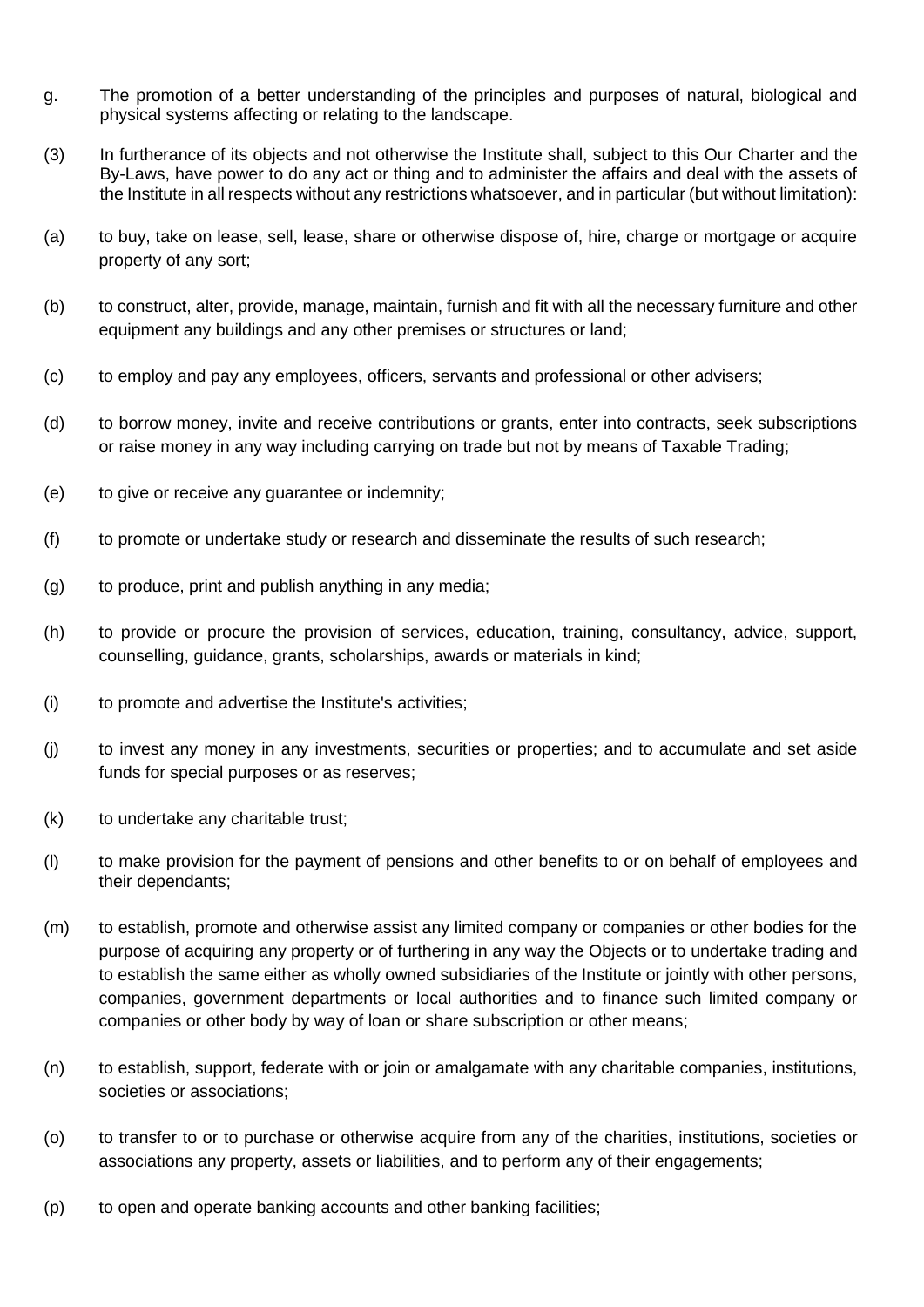g. The promotion of a better understanding of the principles and purposes of natural, biological and physical systems affecting or relating to the landscape.

(3) In furtherance of its objects and not otherwise the Institute shall, subject to this Our Charter and the By-Laws, have power to do any act or thing and to administer the affairs and deal with the assets of the Institute in all respects without any restrictions whatsoever, and in particular (but without limitation):

(a) to buy, take on lease, sell, lease, share or otherwise dispose of, hire, charge or mortgage or acquire property of any sort;

(b) to construct, alter, provide, manage, maintain, furnish and fit with all the necessary furniture and other equipment any buildings and any other premises or structures or land;

(c) to employ and pay any employees, officers, servants and professional or other advisers;

(d) to borrow money, invite and receive contributions or grants, enter into contracts, seek subscriptions or raise money in any way including carrying on trade but not by means of Taxable Trading;

(e) to give or receive any guarantee or indemnity;

(f) to promote or undertake study or research and disseminate the results of such research;

(g) to produce, print and publish anything in any media;

(h) to provide or procure the provision of services, education, training, consultancy, advice, support, counselling, guidance, grants, scholarships, awards or materials in kind;

(i) to promote and advertise the Institute's activities;

(j) to invest any money in any investments, securities or properties; and to accumulate and set aside funds for special purposes or as reserves;

(k) to undertake any charitable trust;

(l) to make provision for the payment of pensions and other benefits to or on behalf of employees and their dependants;

(m) to establish, promote and otherwise assist any limited company or companies or other bodies for the purpose of acquiring any property or of furthering in any way the Objects or to undertake trading and to establish the same either as wholly owned subsidiaries of the Institute or jointly with other persons, companies, government departments or local authorities and to finance such limited company or companies or other body by way of loan or share subscription or other means;

(n) to establish, support, federate with or join or amalgamate with any charitable companies, institutions, societies or associations;

(o) to transfer to or to purchase or otherwise acquire from any of the charities, institutions, societies or associations any property, assets or liabilities, and to perform any of their engagements;

(p) to open and operate banking accounts and other banking facilities;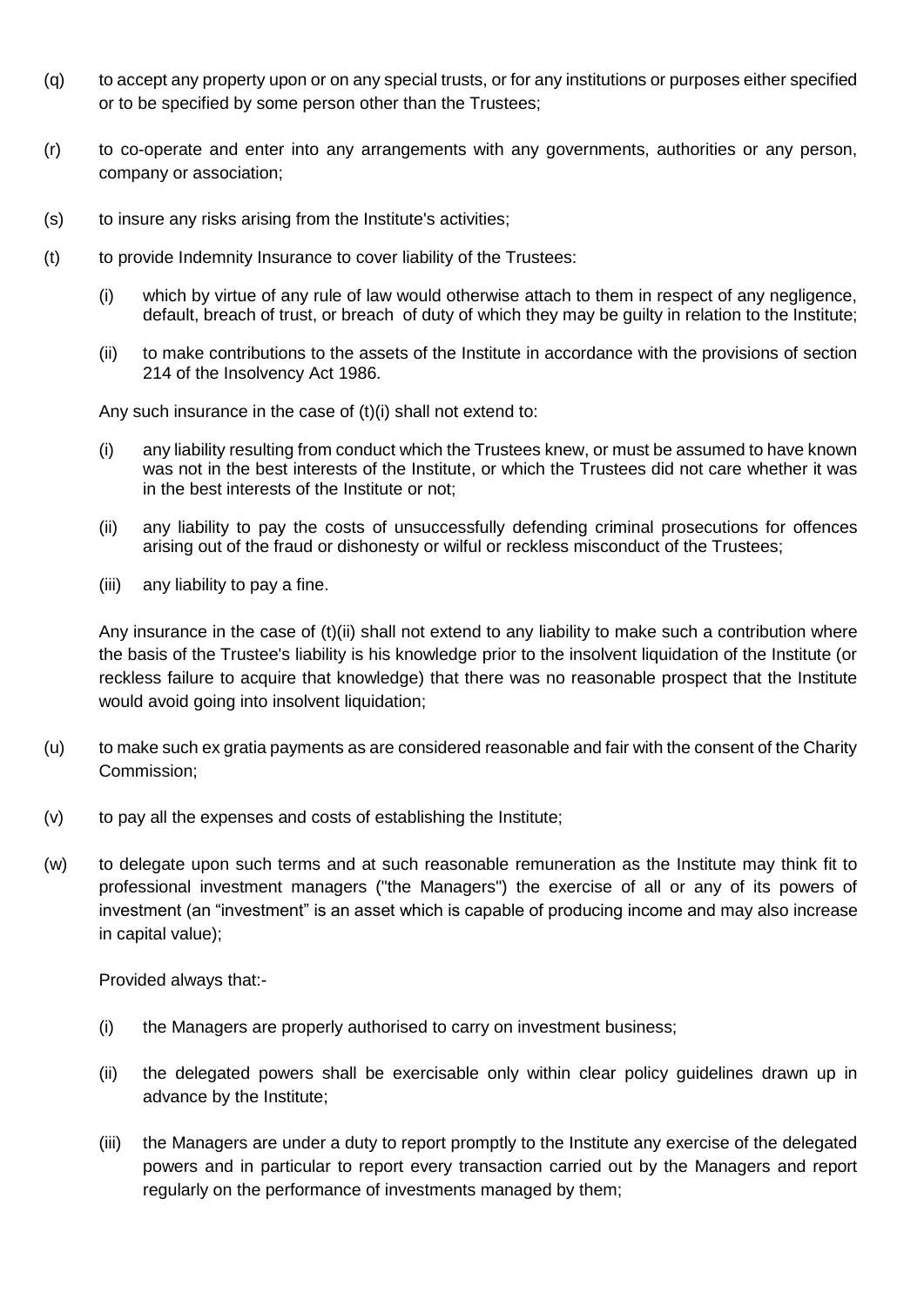(q) to accept any property upon or on any special trusts, or for any institutions or purposes either specified or to be specified by some person other than the Trustees;

(r) to co-operate and enter into any arrangements with any governments, authorities or any person, company or association;

(s) to insure any risks arising from the Institute's activities;

(t) to provide Indemnity Insurance to cover liability of the Trustees:

   (i) which by virtue of any rule of law would otherwise attach to them in respect of any negligence, default, breach of trust, or breach of duty of which they may be guilty in relation to the Institute;

   (ii) to make contributions to the assets of the Institute in accordance with the provisions of section 214 of the Insolvency Act 1986.

   Any such insurance in the case of (t)(i) shall not extend to:

   (i) any liability resulting from conduct which the Trustees knew, or must be assumed to have known was not in the best interests of the Institute, or which the Trustees did not care whether it was in the best interests of the Institute or not;

   (ii) any liability to pay the costs of unsuccessfully defending criminal prosecutions for offences arising out of the fraud or dishonesty or wilful or reckless misconduct of the Trustees;

   (iii) any liability to pay a fine.

   Any insurance in the case of (t)(ii) shall not extend to any liability to make such a contribution where the basis of the Trustee's liability is his knowledge prior to the insolvent liquidation of the Institute (or reckless failure to acquire that knowledge) that there was no reasonable prospect that the Institute would avoid going into insolvent liquidation;

(u) to make such ex gratia payments as are considered reasonable and fair with the consent of the Charity Commission;

(v) to pay all the expenses and costs of establishing the Institute;

(w) to delegate upon such terms and at such reasonable remuneration as the Institute may think fit to professional investment managers ("the Managers") the exercise of all or any of its powers of investment (an "investment" is an asset which is capable of producing income and may also increase in capital value);

   Provided always that:-

   (i) the Managers are properly authorised to carry on investment business;

   (ii) the delegated powers shall be exercisable only within clear policy guidelines drawn up in advance by the Institute;

   (iii) the Managers are under a duty to report promptly to the Institute any exercise of the delegated powers and in particular to report every transaction carried out by the Managers and report regularly on the performance of investments managed by them;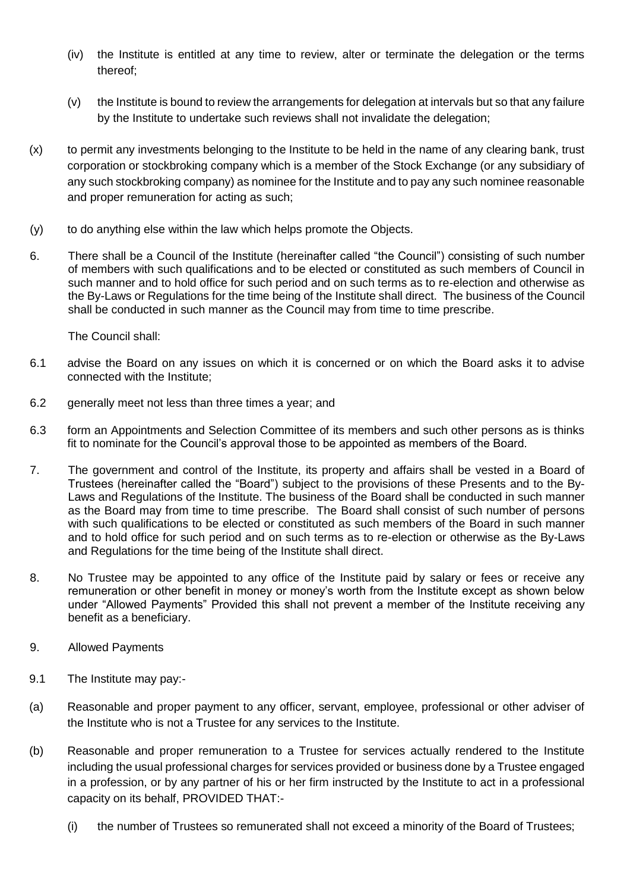(iv) the Institute is entitled at any time to review, alter or terminate the delegation or the terms thereof;

(v) the Institute is bound to review the arrangements for delegation at intervals but so that any failure by the Institute to undertake such reviews shall not invalidate the delegation;

(x) to permit any investments belonging to the Institute to be held in the name of any clearing bank, trust corporation or stockbroking company which is a member of the Stock Exchange (or any subsidiary of any such stockbroking company) as nominee for the Institute and to pay any such nominee reasonable and proper remuneration for acting as such;

(y) to do anything else within the law which helps promote the Objects.

6. There shall be a Council of the Institute (hereinafter called "the Council") consisting of such number of members with such qualifications and to be elected or constituted as such members of Council in such manner and to hold office for such period and on such terms as to re-election and otherwise as the By-Laws or Regulations for the time being of the Institute shall direct. The business of the Council shall be conducted in such manner as the Council may from time to time prescribe.

The Council shall:

6.1 advise the Board on any issues on which it is concerned or on which the Board asks it to advise connected with the Institute;

6.2 generally meet not less than three times a year; and

6.3 form an Appointments and Selection Committee of its members and such other persons as is thinks fit to nominate for the Council's approval those to be appointed as members of the Board.

7. The government and control of the Institute, its property and affairs shall be vested in a Board of Trustees (hereinafter called the "Board") subject to the provisions of these Presents and to the By-Laws and Regulations of the Institute. The business of the Board shall be conducted in such manner as the Board may from time to time prescribe. The Board shall consist of such number of persons with such qualifications to be elected or constituted as such members of the Board in such manner and to hold office for such period and on such terms as to re-election or otherwise as the By-Laws and Regulations for the time being of the Institute shall direct.

8. No Trustee may be appointed to any office of the Institute paid by salary or fees or receive any remuneration or other benefit in money or money's worth from the Institute except as shown below under "Allowed Payments" Provided this shall not prevent a member of the Institute receiving any benefit as a beneficiary.

9. Allowed Payments

9.1 The Institute may pay:-

(a) Reasonable and proper payment to any officer, servant, employee, professional or other adviser of the Institute who is not a Trustee for any services to the Institute.

(b) Reasonable and proper remuneration to a Trustee for services actually rendered to the Institute including the usual professional charges for services provided or business done by a Trustee engaged in a profession, or by any partner of his or her firm instructed by the Institute to act in a professional capacity on its behalf, PROVIDED THAT:-

(i) the number of Trustees so remunerated shall not exceed a minority of the Board of Trustees;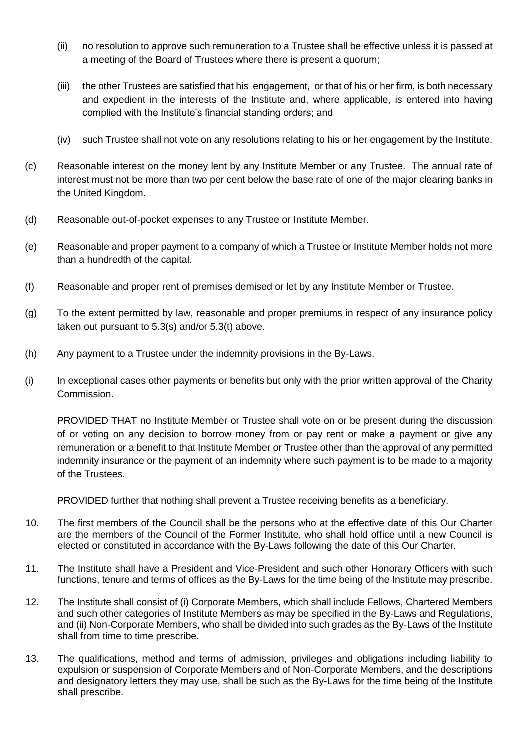(ii) no resolution to approve such remuneration to a Trustee shall be effective unless it is passed at a meeting of the Board of Trustees where there is present a quorum;

(iii) the other Trustees are satisfied that his engagement, or that of his or her firm, is both necessary and expedient in the interests of the Institute and, where applicable, is entered into having complied with the Institute's financial standing orders; and

(iv) such Trustee shall not vote on any resolutions relating to his or her engagement by the Institute.

(c) Reasonable interest on the money lent by any Institute Member or any Trustee. The annual rate of interest must not be more than two per cent below the base rate of one of the major clearing banks in the United Kingdom.

(d) Reasonable out-of-pocket expenses to any Trustee or Institute Member.

(e) Reasonable and proper payment to a company of which a Trustee or Institute Member holds not more than a hundredth of the capital.

(f) Reasonable and proper rent of premises demised or let by any Institute Member or Trustee.

(g) To the extent permitted by law, reasonable and proper premiums in respect of any insurance policy taken out pursuant to 5.3(s) and/or 5.3(t) above.

(h) Any payment to a Trustee under the indemnity provisions in the By-Laws.

(i) In exceptional cases other payments or benefits but only with the prior written approval of the Charity Commission.

PROVIDED THAT no Institute Member or Trustee shall vote on or be present during the discussion of or voting on any decision to borrow money from or pay rent or make a payment or give any remuneration or a benefit to that Institute Member or Trustee other than the approval of any permitted indemnity insurance or the payment of an indemnity where such payment is to be made to a majority of the Trustees.

PROVIDED further that nothing shall prevent a Trustee receiving benefits as a beneficiary.

10. The first members of the Council shall be the persons who at the effective date of this Our Charter are the members of the Council of the Former Institute, who shall hold office until a new Council is elected or constituted in accordance with the By-Laws following the date of this Our Charter.

11. The Institute shall have a President and Vice-President and such other Honorary Officers with such functions, tenure and terms of offices as the By-Laws for the time being of the Institute may prescribe.

12. The Institute shall consist of (i) Corporate Members, which shall include Fellows, Chartered Members and such other categories of Institute Members as may be specified in the By-Laws and Regulations, and (ii) Non-Corporate Members, who shall be divided into such grades as the By-Laws of the Institute shall from time to time prescribe.

13. The qualifications, method and terms of admission, privileges and obligations including liability to expulsion or suspension of Corporate Members and of Non-Corporate Members, and the descriptions and designatory letters they may use, shall be such as the By-Laws for the time being of the Institute shall prescribe.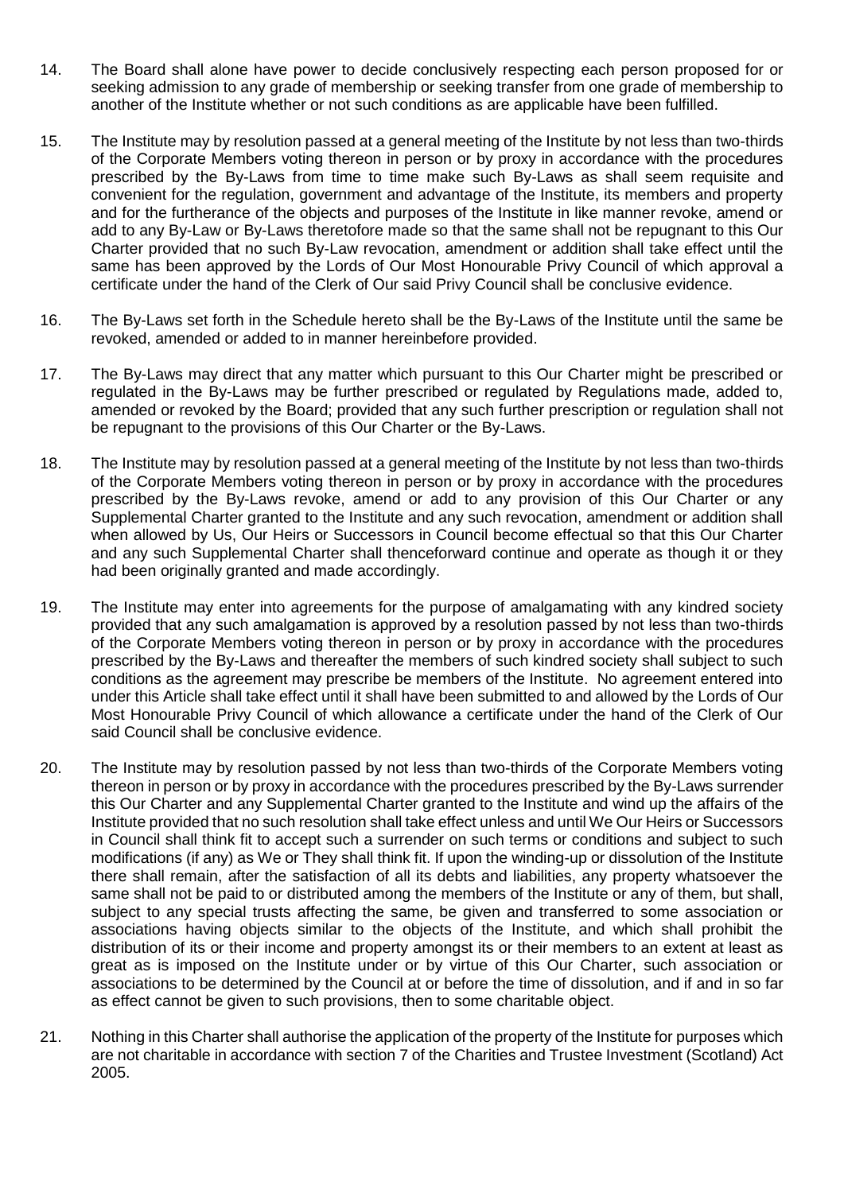14. The Board shall alone have power to decide conclusively respecting each person proposed for or seeking admission to any grade of membership or seeking transfer from one grade of membership to another of the Institute whether or not such conditions as are applicable have been fulfilled.

15. The Institute may by resolution passed at a general meeting of the Institute by not less than two-thirds of the Corporate Members voting thereon in person or by proxy in accordance with the procedures prescribed by the By-Laws from time to time make such By-Laws as shall seem requisite and convenient for the regulation, government and advantage of the Institute, its members and property and for the furtherance of the objects and purposes of the Institute in like manner revoke, amend or add to any By-Law or By-Laws theretofore made so that the same shall not be repugnant to this Our Charter provided that no such By-Law revocation, amendment or addition shall take effect until the same has been approved by the Lords of Our Most Honourable Privy Council of which approval a certificate under the hand of the Clerk of Our said Privy Council shall be conclusive evidence.

16. The By-Laws set forth in the Schedule hereto shall be the By-Laws of the Institute until the same be revoked, amended or added to in manner hereinbefore provided.

17. The By-Laws may direct that any matter which pursuant to this Our Charter might be prescribed or regulated in the By-Laws may be further prescribed or regulated by Regulations made, added to, amended or revoked by the Board; provided that any such further prescription or regulation shall not be repugnant to the provisions of this Our Charter or the By-Laws.

18. The Institute may by resolution passed at a general meeting of the Institute by not less than two-thirds of the Corporate Members voting thereon in person or by proxy in accordance with the procedures prescribed by the By-Laws revoke, amend or add to any provision of this Our Charter or any Supplemental Charter granted to the Institute and any such revocation, amendment or addition shall when allowed by Us, Our Heirs or Successors in Council become effectual so that this Our Charter and any such Supplemental Charter shall thenceforward continue and operate as though it or they had been originally granted and made accordingly.

19. The Institute may enter into agreements for the purpose of amalgamating with any kindred society provided that any such amalgamation is approved by a resolution passed by not less than two-thirds of the Corporate Members voting thereon in person or by proxy in accordance with the procedures prescribed by the By-Laws and thereafter the members of such kindred society shall subject to such conditions as the agreement may prescribe be members of the Institute. No agreement entered into under this Article shall take effect until it shall have been submitted to and allowed by the Lords of Our Most Honourable Privy Council of which allowance a certificate under the hand of the Clerk of Our said Council shall be conclusive evidence.

20. The Institute may by resolution passed by not less than two-thirds of the Corporate Members voting thereon in person or by proxy in accordance with the procedures prescribed by the By-Laws surrender this Our Charter and any Supplemental Charter granted to the Institute and wind up the affairs of the Institute provided that no such resolution shall take effect unless and until We Our Heirs or Successors in Council shall think fit to accept such a surrender on such terms or conditions and subject to such modifications (if any) as We or They shall think fit. If upon the winding-up or dissolution of the Institute there shall remain, after the satisfaction of all its debts and liabilities, any property whatsoever the same shall not be paid to or distributed among the members of the Institute or any of them, but shall, subject to any special trusts affecting the same, be given and transferred to some association or associations having objects similar to the objects of the Institute, and which shall prohibit the distribution of its or their income and property amongst its or their members to an extent at least as great as is imposed on the Institute under or by virtue of this Our Charter, such association or associations to be determined by the Council at or before the time of dissolution, and if and in so far as effect cannot be given to such provisions, then to some charitable object.

21. Nothing in this Charter shall authorise the application of the property of the Institute for purposes which are not charitable in accordance with section 7 of the Charities and Trustee Investment (Scotland) Act 2005.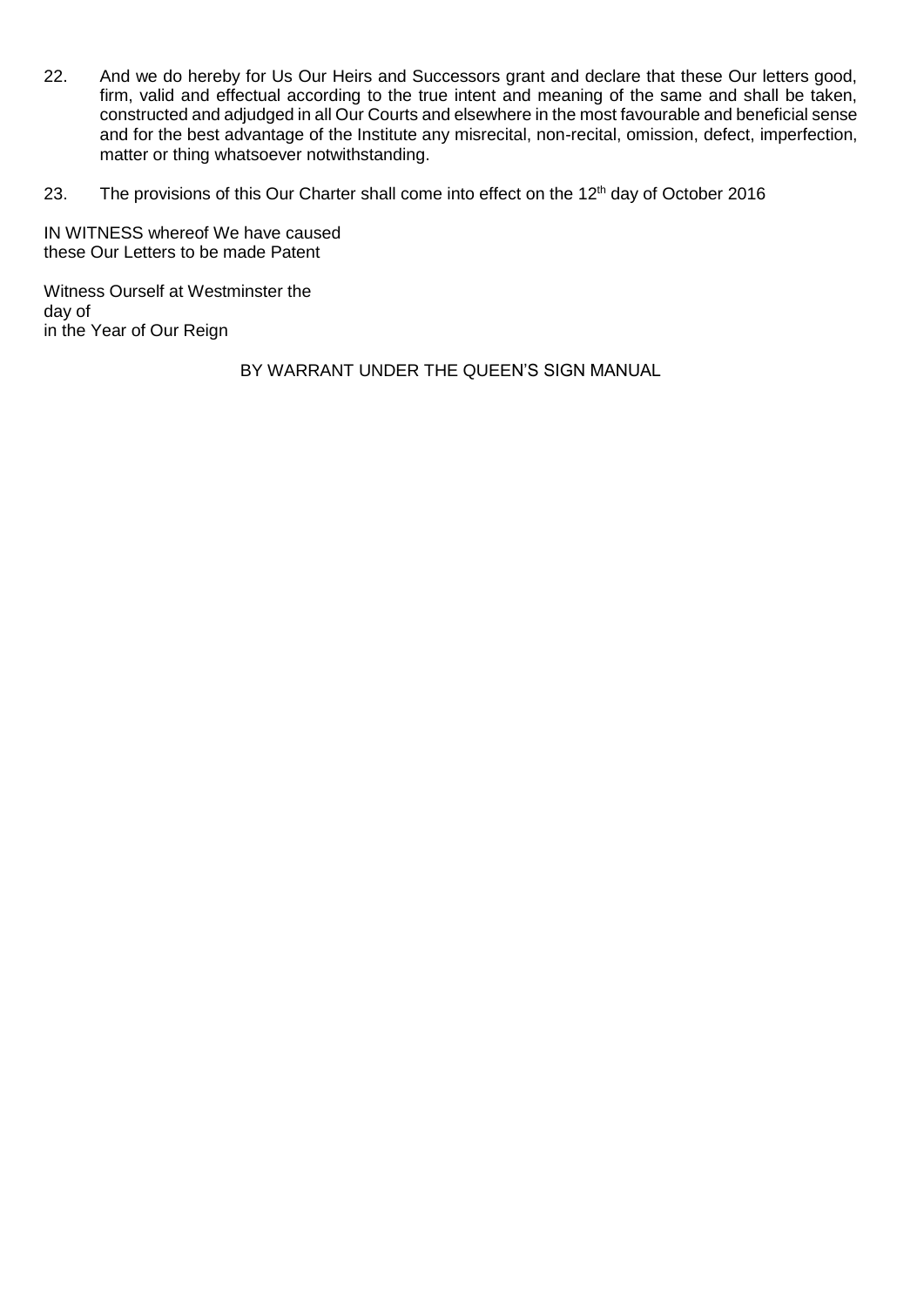22. And we do hereby for Us Our Heirs and Successors grant and declare that these Our letters good, firm, valid and effectual according to the true intent and meaning of the same and shall be taken, constructed and adjudged in all Our Courts and elsewhere in the most favourable and beneficial sense and for the best advantage of the Institute any misrecital, non-recital, omission, defect, imperfection, matter or thing whatsoever notwithstanding.

23. The provisions of this Our Charter shall come into effect on the 12th day of October 2016

IN WITNESS whereof We have caused
these Our Letters to be made Patent

Witness Ourself at Westminster the
day of
in the Year of Our Reign

BY WARRANT UNDER THE QUEEN'S SIGN MANUAL